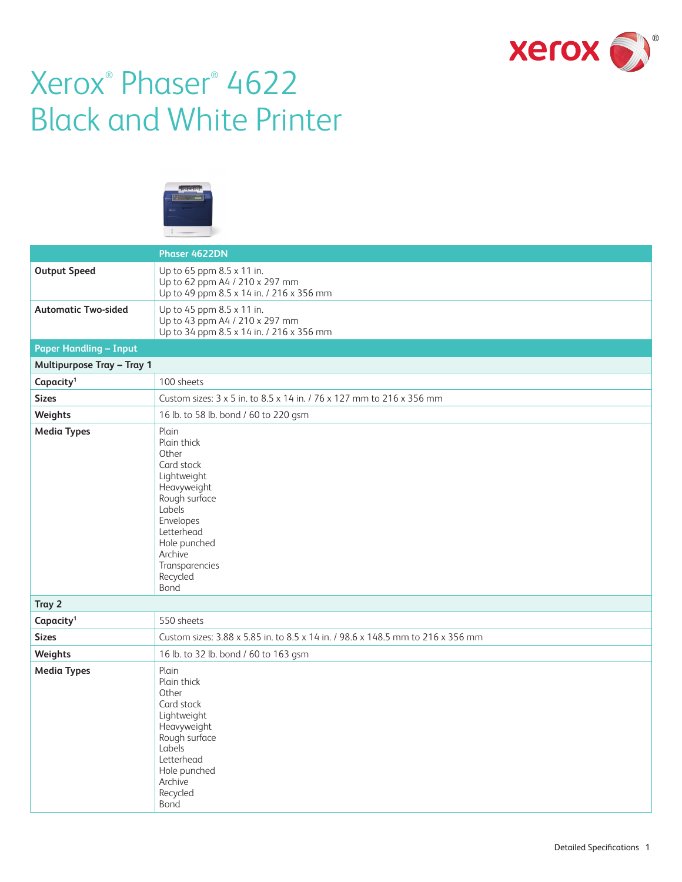# Xerox® Phaser® 4622 Black and White Printer

| | Phaser 4622DN |
|---|---|
| **Output Speed** | Up to 65 ppm 8.5 x 11 in.<br>Up to 62 ppm A4 / 210 x 297 mm<br>Up to 49 ppm 8.5 x 14 in. / 216 x 356 mm |
| **Automatic Two-sided** | Up to 45 ppm 8.5 x 11 in.<br>Up to 43 ppm A4 / 210 x 297 mm<br>Up to 34 ppm 8.5 x 14 in. / 216 x 356 mm |
| **Paper Handling – Input** | |
| **Multipurpose Tray – Tray 1** | |
| **Capacity**[1] | 100 sheets |
| **Sizes** | Custom sizes: 3 x 5 in. to 8.5 x 14 in. / 76 x 127 mm to 216 x 356 mm |
| **Weights** | 16 lb. to 58 lb. bond / 60 to 220 gsm |
| **Media Types** | Plain<br>Plain thick<br>Other<br>Card stock<br>Lightweight<br>Heavyweight<br>Rough surface<br>Labels<br>Envelopes<br>Letterhead<br>Hole punched<br>Archive<br>Transparencies<br>Recycled<br>Bond |
| **Tray 2** | |
| **Capacity**[1] | 550 sheets |
| **Sizes** | Custom sizes: 3.88 x 5.85 in. to 8.5 x 14 in. / 98.6 x 148.5 mm to 216 x 356 mm |
| **Weights** | 16 lb. to 32 lb. bond / 60 to 163 gsm |
| **Media Types** | Plain<br>Plain thick<br>Other<br>Card stock<br>Lightweight<br>Heavyweight<br>Rough surface<br>Labels<br>Letterhead<br>Hole punched<br>Archive<br>Recycled<br>Bond |

Detailed Specifications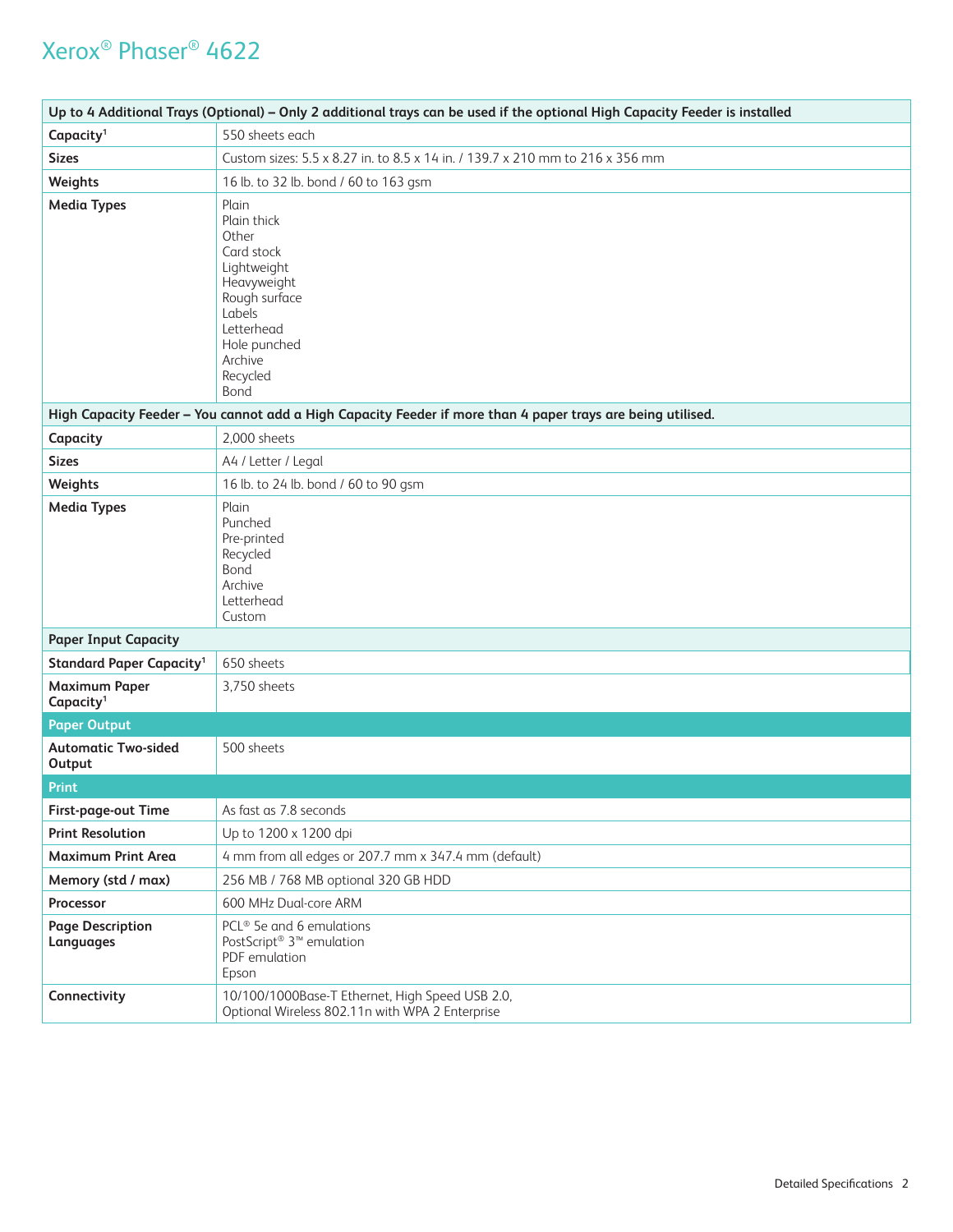# Xerox® Phaser® 4622

| Up to 4 Additional Trays (Optional) – Only 2 additional trays can be used if the optional High Capacity Feeder is installed | |
|---|---|
| **Capacity**[1] | 550 sheets each |
| **Sizes** | Custom sizes: 5.5 x 8.27 in. to 8.5 x 14 in. / 139.7 x 210 mm to 216 x 356 mm |
| **Weights** | 16 lb. to 32 lb. bond / 60 to 163 gsm |
| **Media Types** | Plain<br>Plain thick<br>Other<br>Card stock<br>Lightweight<br>Heavyweight<br>Rough surface<br>Labels<br>Letterhead<br>Hole punched<br>Archive<br>Recycled<br>Bond |
| **High Capacity Feeder – You cannot add a High Capacity Feeder if more than 4 paper trays are being utilised.** | |
| **Capacity** | 2,000 sheets |
| **Sizes** | A4 / Letter / Legal |
| **Weights** | 16 lb. to 24 lb. bond / 60 to 90 gsm |
| **Media Types** | Plain<br>Punched<br>Pre-printed<br>Recycled<br>Bond<br>Archive<br>Letterhead<br>Custom |
| **Paper Input Capacity** | |
| **Standard Paper Capacity**[1] | 650 sheets |
| **Maximum Paper Capacity**[1] | 3,750 sheets |
| **Paper Output** | |
| **Automatic Two-sided Output** | 500 sheets |
| **Print** | |
| **First-page-out Time** | As fast as 7.8 seconds |
| **Print Resolution** | Up to 1200 x 1200 dpi |
| **Maximum Print Area** | 4 mm from all edges or 207.7 mm x 347.4 mm (default) |
| **Memory (std / max)** | 256 MB / 768 MB optional 320 GB HDD |
| **Processor** | 600 MHz Dual-core ARM |
| **Page Description Languages** | PCL® 5e and 6 emulations<br>PostScript® 3™ emulation<br>PDF emulation<br>Epson |
| **Connectivity** | 10/100/1000Base-T Ethernet, High Speed USB 2.0,<br>Optional Wireless 802.11n with WPA 2 Enterprise |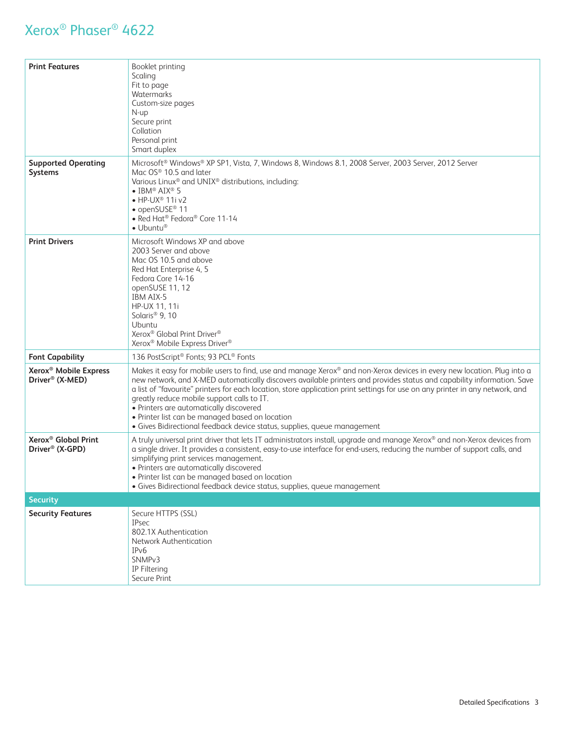# Xerox® Phaser® 4622

| | |
|---|---|
| **Print Features** | Booklet printing<br>Scaling<br>Fit to page<br>Watermarks<br>Custom-size pages<br>N-up<br>Secure print<br>Collation<br>Personal print<br>Smart duplex |
| **Supported Operating Systems** | Microsoft® Windows® XP SP1, Vista, 7, Windows 8, Windows 8.1, 2008 Server, 2003 Server, 2012 Server<br>Mac OS® 10.5 and later<br>Various Linux® and UNIX® distributions, including:<br>• IBM® AIX® 5<br>• HP-UX® 11i v2<br>• openSUSE® 11<br>• Red Hat® Fedora® Core 11-14<br>• Ubuntu® |
| **Print Drivers** | Microsoft Windows XP and above<br>2003 Server and above<br>Mac OS 10.5 and above<br>Red Hat Enterprise 4, 5<br>Fedora Core 14-16<br>openSUSE 11, 12<br>IBM AIX-5<br>HP-UX 11, 11i<br>Solaris® 9, 10<br>Ubuntu<br>Xerox® Global Print Driver®<br>Xerox® Mobile Express Driver® |
| **Font Capability** | 136 PostScript® Fonts; 93 PCL® Fonts |
| **Xerox® Mobile Express Driver® (X-MED)** | Makes it easy for mobile users to find, use and manage Xerox® and non-Xerox devices in every new location. Plug into a new network, and X-MED automatically discovers available printers and provides status and capability information. Save a list of "favourite" printers for each location, store application print settings for use on any printer in any network, and greatly reduce mobile support calls to IT.<br>• Printers are automatically discovered<br>• Printer list can be managed based on location<br>• Gives Bidirectional feedback device status, supplies, queue management |
| **Xerox® Global Print Driver® (X-GPD)** | A truly universal print driver that lets IT administrators install, upgrade and manage Xerox® and non-Xerox devices from a single driver. It provides a consistent, easy-to-use interface for end-users, reducing the number of support calls, and simplifying print services management.<br>• Printers are automatically discovered<br>• Printer list can be managed based on location<br>• Gives Bidirectional feedback device status, supplies, queue management |
| **Security** | |
| **Security Features** | Secure HTTPS (SSL)<br>IPsec<br>802.1X Authentication<br>Network Authentication<br>IPv6<br>SNMPv3<br>IP Filtering<br>Secure Print |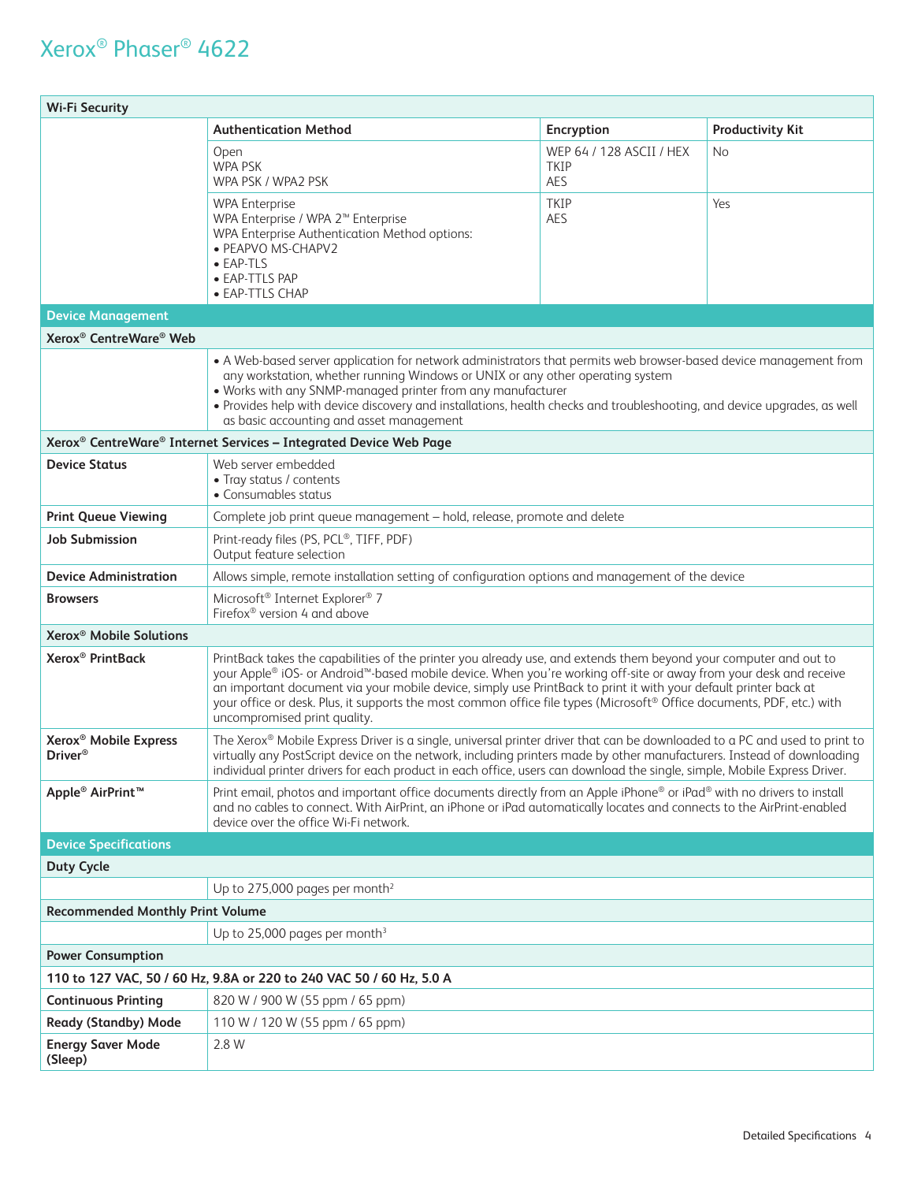# Xerox® Phaser® 4622

| Wi-Fi Security | | | |
|---|---|---|---|
| | **Authentication Method** | **Encryption** | **Productivity Kit** |
| | Open<br>WPA PSK<br>WPA PSK / WPA2 PSK | WEP 64 / 128 ASCII / HEX<br>TKIP<br>AES | No |
| | WPA Enterprise<br>WPA Enterprise / WPA 2™ Enterprise<br>WPA Enterprise Authentication Method options:<br>• PEAPVO MS-CHAPV2<br>• EAP-TLS<br>• EAP-TTLS PAP<br>• EAP-TTLS CHAP | TKIP<br>AES | Yes |

## Device Management

| Xerox® CentreWare® Web | |
|---|---|
| | • A Web-based server application for network administrators that permits web browser-based device management from any workstation, whether running Windows or UNIX or any other operating system<br>• Works with any SNMP-managed printer from any manufacturer<br>• Provides help with device discovery and installations, health checks and troubleshooting, and device upgrades, as well as basic accounting and asset management |
| **Xerox® CentreWare® Internet Services – Integrated Device Web Page** | |
| **Device Status** | Web server embedded<br>• Tray status / contents<br>• Consumables status |
| **Print Queue Viewing** | Complete job print queue management – hold, release, promote and delete |
| **Job Submission** | Print-ready files (PS, PCL®, TIFF, PDF)<br>Output feature selection |
| **Device Administration** | Allows simple, remote installation setting of configuration options and management of the device |
| **Browsers** | Microsoft® Internet Explorer® 7<br>Firefox® version 4 and above |
| **Xerox® Mobile Solutions** | |
| **Xerox® PrintBack** | PrintBack takes the capabilities of the printer you already use, and extends them beyond your computer and out to your Apple® iOS- or Android™-based mobile device. When you're working off-site or away from your desk and receive an important document via your mobile device, simply use PrintBack to print it with your default printer back at your office or desk. Plus, it supports the most common office file types (Microsoft® Office documents, PDF, etc.) with uncompromised print quality. |
| **Xerox® Mobile Express Driver®** | The Xerox® Mobile Express Driver is a single, universal printer driver that can be downloaded to a PC and used to print to virtually any PostScript device on the network, including printers made by other manufacturers. Instead of downloading individual printer drivers for each product in each office, users can download the single, simple, Mobile Express Driver. |
| **Apple® AirPrint™** | Print email, photos and important office documents directly from an Apple iPhone® or iPad® with no drivers to install and no cables to connect. With AirPrint, an iPhone or iPad automatically locates and connects to the AirPrint-enabled device over the office Wi-Fi network. |

## Device Specifications

| Duty Cycle | |
|---|---|
| | Up to 275,000 pages per month[2] |
| **Recommended Monthly Print Volume** | |
| | Up to 25,000 pages per month[3] |
| **Power Consumption** | |
| **110 to 127 VAC, 50 / 60 Hz, 9.8A or 220 to 240 VAC 50 / 60 Hz, 5.0 A** | |
| **Continuous Printing** | 820 W / 900 W (55 ppm / 65 ppm) |
| **Ready (Standby) Mode** | 110 W / 120 W (55 ppm / 65 ppm) |
| **Energy Saver Mode (Sleep)** | 2.8 W |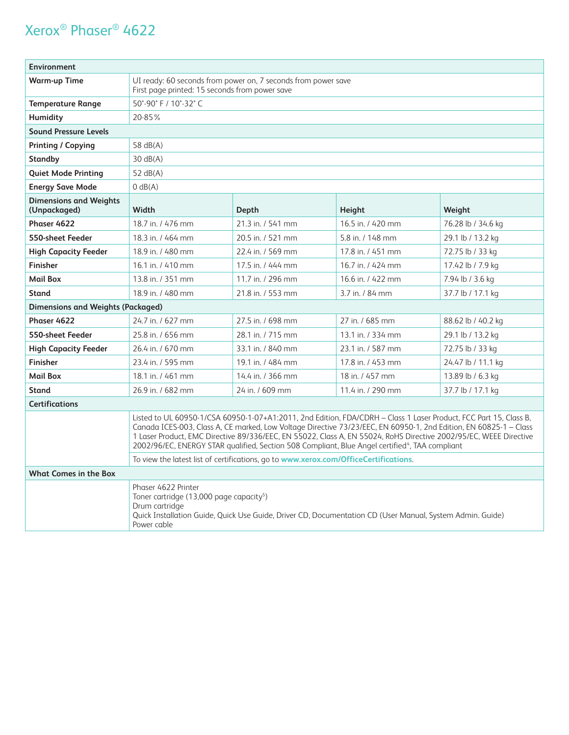# Xerox® Phaser® 4622

| Environment | | | | |
|---|---|---|---|---|
| **Warm-up Time** | UI ready: 60 seconds from power on, 7 seconds from power save<br>First page printed: 15 seconds from power save | | | |
| **Temperature Range** | 50˚-90˚ F / 10˚-32˚ C | | | |
| **Humidity** | 20-85% | | | |
| **Sound Pressure Levels** | | | | |
| **Printing / Copying** | 58 dB(A) | | | |
| **Standby** | 30 dB(A) | | | |
| **Quiet Mode Printing** | 52 dB(A) | | | |
| **Energy Save Mode** | 0 dB(A) | | | |
| **Dimensions and Weights (Unpackaged)** | **Width** | **Depth** | **Height** | **Weight** |
| **Phaser 4622** | 18.7 in. / 476 mm | 21.3 in. / 541 mm | 16.5 in. / 420 mm | 76.28 lb / 34.6 kg |
| **550-sheet Feeder** | 18.3 in. / 464 mm | 20.5 in. / 521 mm | 5.8 in. / 148 mm | 29.1 lb / 13.2 kg |
| **High Capacity Feeder** | 18.9 in. / 480 mm | 22.4 in. / 569 mm | 17.8 in. / 451 mm | 72.75 lb / 33 kg |
| **Finisher** | 16.1 in. / 410 mm | 17.5 in. / 444 mm | 16.7 in. / 424 mm | 17.42 lb / 7.9 kg |
| **Mail Box** | 13.8 in. / 351 mm | 11.7 in. / 296 mm | 16.6 in. / 422 mm | 7.94 lb / 3.6 kg |
| **Stand** | 18.9 in. / 480 mm | 21.8 in. / 553 mm | 3.7 in. / 84 mm | 37.7 lb / 17.1 kg |
| **Dimensions and Weights (Packaged)** | | | | |
| **Phaser 4622** | 24.7 in. / 627 mm | 27.5 in. / 698 mm | 27 in. / 685 mm | 88.62 lb / 40.2 kg |
| **550-sheet Feeder** | 25.8 in. / 656 mm | 28.1 in. / 715 mm | 13.1 in. / 334 mm | 29.1 lb / 13.2 kg |
| **High Capacity Feeder** | 26.4 in. / 670 mm | 33.1 in. / 840 mm | 23.1 in. / 587 mm | 72.75 lb / 33 kg |
| **Finisher** | 23.4 in. / 595 mm | 19.1 in. / 484 mm | 17.8 in. / 453 mm | 24.47 lb / 11.1 kg |
| **Mail Box** | 18.1 in. / 461 mm | 14.4 in. / 366 mm | 18 in. / 457 mm | 13.89 lb / 6.3 kg |
| **Stand** | 26.9 in. / 682 mm | 24 in. / 609 mm | 11.4 in. / 290 mm | 37.7 lb / 17.1 kg |
| **Certifications** | | | | |
| | Listed to UL 60950-1/CSA 60950-1-07+A1:2011, 2nd Edition, FDA/CDRH – Class 1 Laser Product, FCC Part 15, Class B, Canada ICES-003, Class A, CE marked, Low Voltage Directive 73/23/EEC, EN 60950-1, 2nd Edition, EN 60825-1 – Class 1 Laser Product, EMC Directive 89/336/EEC, EN 55022, Class A, EN 55024, RoHS Directive 2002/95/EC, WEEE Directive 2002/96/EC, ENERGY STAR qualified, Section 508 Compliant, Blue Angel certified[4], TAA compliant | | | |
| | To view the latest list of certifications, go to www.xerox.com/OfficeCertifications. | | | |
| **What Comes in the Box** | | | | |
| | Phaser 4622 Printer<br>Toner cartridge (13,000 page capacity[5])<br>Drum cartridge<br>Quick Installation Guide, Quick Use Guide, Driver CD, Documentation CD (User Manual, System Admin. Guide)<br>Power cable | | | |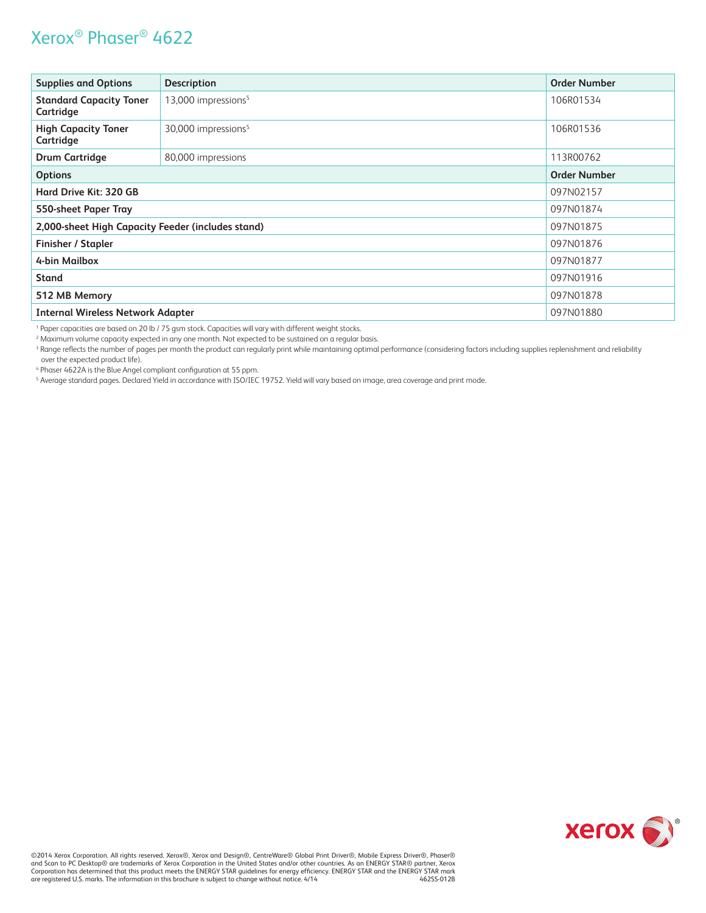# Xerox® Phaser® 4622

| Supplies and Options | Description | Order Number |
|---|---|---|
| **Standard Capacity Toner Cartridge** | 13,000 impressions[5] | 106R01534 |
| **High Capacity Toner Cartridge** | 30,000 impressions[5] | 106R01536 |
| **Drum Cartridge** | 80,000 impressions | 113R00762 |
| **Options** | | **Order Number** |
| **Hard Drive Kit: 320 GB** | | 097N02157 |
| **550-sheet Paper Tray** | | 097N01874 |
| **2,000-sheet High Capacity Feeder (includes stand)** | | 097N01875 |
| **Finisher / Stapler** | | 097N01876 |
| **4-bin Mailbox** | | 097N01877 |
| **Stand** | | 097N01916 |
| **512 MB Memory** | | 097N01878 |
| **Internal Wireless Network Adapter** | | 097N01880 |

[1] Paper capacities are based on 20 lb / 75 gsm stock. Capacities will vary with different weight stocks.

[2] Maximum volume capacity expected in any one month. Not expected to be sustained on a regular basis.

[3] Range reflects the number of pages per month the product can regularly print while maintaining optimal performance (considering factors including supplies replenishment and reliability over the expected product life).

[4] Phaser 4622A is the Blue Angel compliant configuration at 55 ppm.

[5] Average standard pages. Declared Yield in accordance with ISO/IEC 19752. Yield will vary based on image, area coverage and print mode.

©2014 Xerox Corporation. All rights reserved. Xerox®, Xerox and Design®, CentreWare® Global Print Driver®, Mobile Express Driver®, Phaser® and Scan to PC Desktop® are trademarks of Xerox Corporation in the United States and/or other countries. As an ENERGY STAR® partner, Xerox Corporation has determined that this product meets the ENERGY STAR guidelines for energy efficiency. ENERGY STAR and the ENERGY STAR mark are registered U.S. marks. The information in this brochure is subject to change without notice. 4/14 462SS-012B